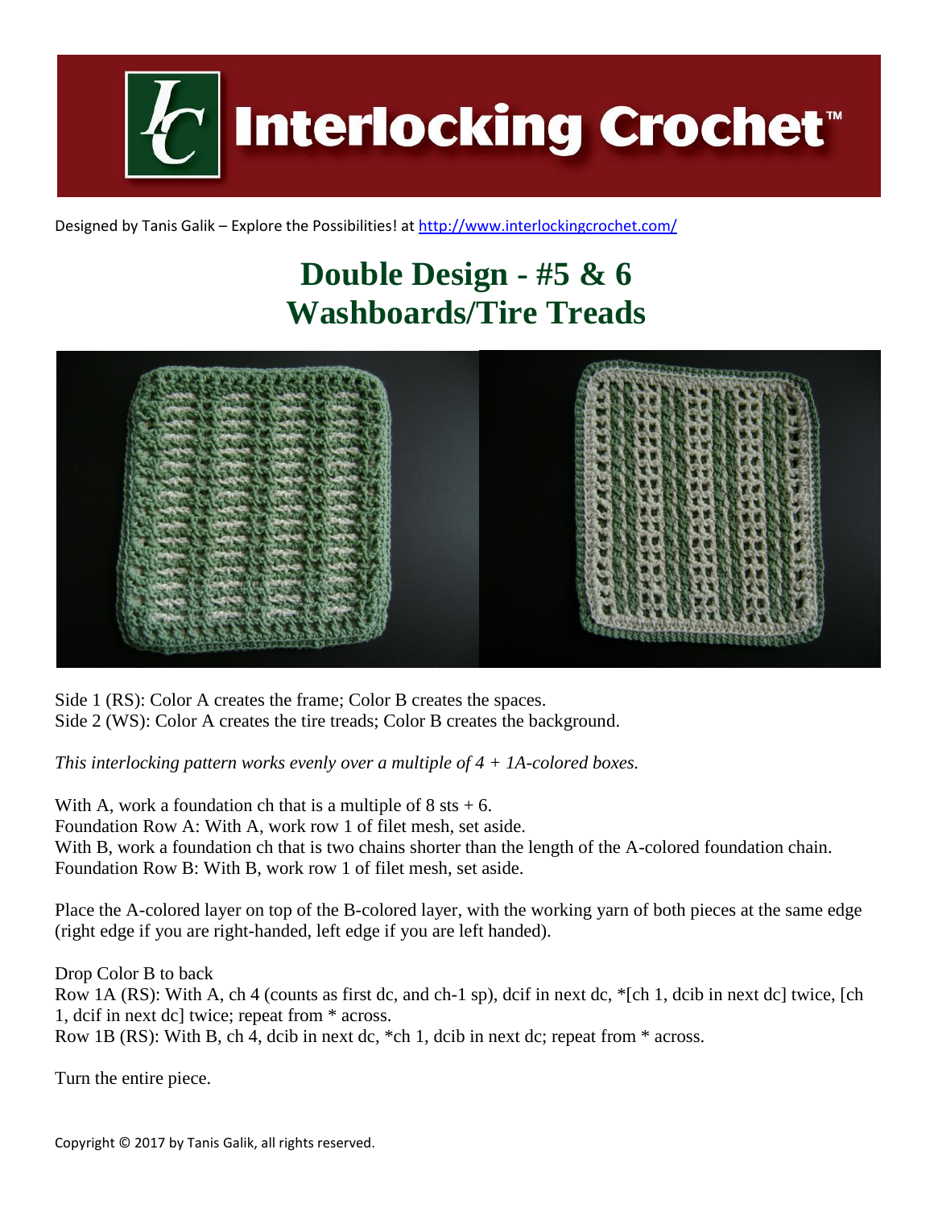# Interlocking Crochet™

Designed by Tanis Galik – Explore the Possibilities! at http://www.interlockingcrochet.com/

## Double Design - #5 & 6
## Washboards/Tire Treads

Side 1 (RS): Color A creates the frame; Color B creates the spaces.
Side 2 (WS): Color A creates the tire treads; Color B creates the background.

*This interlocking pattern works evenly over a multiple of 4 + 1A-colored boxes.*

With A, work a foundation ch that is a multiple of 8 sts + 6.
Foundation Row A: With A, work row 1 of filet mesh, set aside.
With B, work a foundation ch that is two chains shorter than the length of the A-colored foundation chain.
Foundation Row B: With B, work row 1 of filet mesh, set aside.

Place the A-colored layer on top of the B-colored layer, with the working yarn of both pieces at the same edge (right edge if you are right-handed, left edge if you are left handed).

Drop Color B to back
Row 1A (RS): With A, ch 4 (counts as first dc, and ch-1 sp), dcif in next dc, *[ch 1, dcib in next dc] twice, [ch 1, dcif in next dc] twice; repeat from * across.
Row 1B (RS): With B, ch 4, dcib in next dc, *ch 1, dcib in next dc; repeat from * across.

Turn the entire piece.

Copyright © 2017 by Tanis Galik, all rights reserved.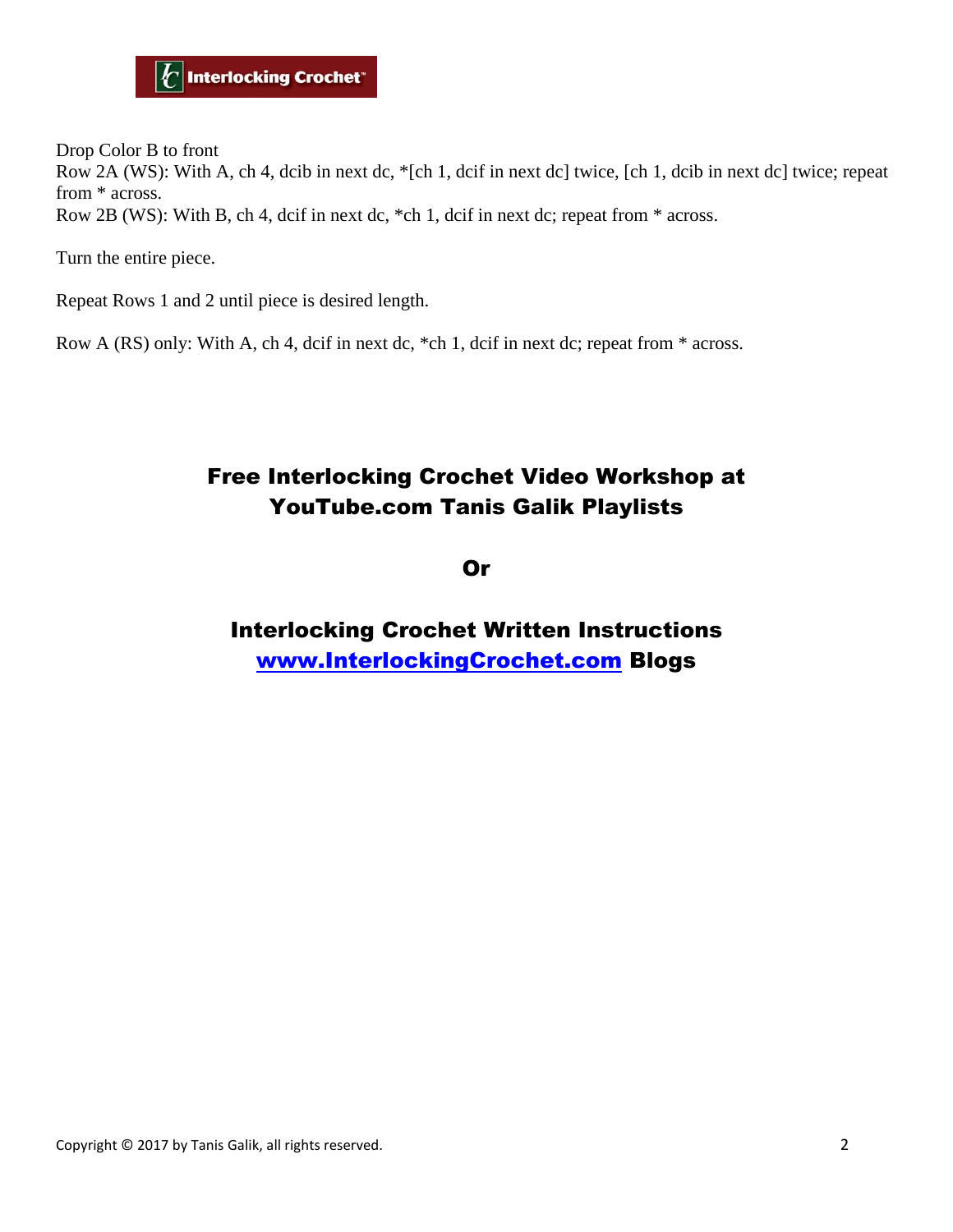Drop Color B to front

Row 2A (WS): With A, ch 4, dcib in next dc, *[ch 1, dcif in next dc] twice, [ch 1, dcib in next dc] twice; repeat from * across.

Row 2B (WS): With B, ch 4, dcif in next dc, *ch 1, dcif in next dc; repeat from * across.

Turn the entire piece.

Repeat Rows 1 and 2 until piece is desired length.

Row A (RS) only: With A, ch 4, dcif in next dc, *ch 1, dcif in next dc; repeat from * across.

## Free Interlocking Crochet Video Workshop at YouTube.com Tanis Galik Playlists

## Or

## Interlocking Crochet Written Instructions [www.InterlockingCrochet.com](http://www.InterlockingCrochet.com) Blogs

Copyright © 2017 by Tanis Galik, all rights reserved.